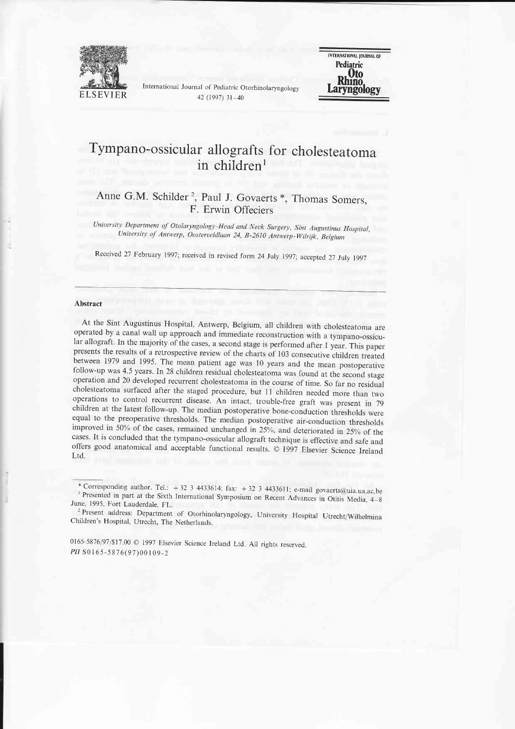# Tympano-ossicular allografts for cholesteatoma in children[1]

Anne G.M. Schilder [2], Paul J. Govaerts *, Thomas Somers, F. Erwin Offeciers

*University Department of Otolaryngology-Head and Neck Surgery, Sint Augustinus Hospital, University of Antwerp, Oosterveldlaan 24, B-2610 Antwerp-Wilrijk, Belgium*

Received 27 February 1997; received in revised form 24 July 1997; accepted 27 July 1997

---

## Abstract

At the Sint Augustinus Hospital, Antwerp, Belgium, all children with cholesteatoma are operated by a canal wall up approach and immediate reconstruction with a tympano-ossicular allograft. In the majority of the cases, a second stage is performed after 1 year. This paper presents the results of a retrospective review of the charts of 103 consecutive children treated between 1979 and 1995. The mean patient age was 10 years and the mean postoperative follow-up was 4.5 years. In 28 children residual cholesteatoma was found at the second stage operation and 20 developed recurrent cholesteatoma in the course of time. So far no residual cholesteatoma surfaced after the staged procedure, but 11 children needed more than two operations to control recurrent disease. An intact, trouble-free graft was present in 79 children at the latest follow-up. The median postoperative bone-conduction thresholds were equal to the preoperative thresholds. The median postoperative air-conduction thresholds improved in 50% of the cases, remained unchanged in 25%, and deteriorated in 25% of the cases. It is concluded that the tympano-ossicular allograft technique is effective and safe and offers good anatomical and acceptable functional results. © 1997 Elsevier Science Ireland Ltd.

---

\* Corresponding author. Tel.: +32 3 4433614; fax: +32 3 4433611; e-mail govaerts@uia.ua.ac.be

[1] Presented in part at the Sixth International Symposium on Recent Advances in Otitis Media, 4–8 June, 1995, Fort Lauderdale, FL.

[2] Present address: Department of Otorhinolaryngology, University Hospital Utrecht/Wilhelmina Children's Hospital, Utrecht, The Netherlands.

0165-5876/97/$17.00 © 1997 Elsevier Science Ireland Ltd. All rights reserved.
*PII* S0165-5876(97)00109-2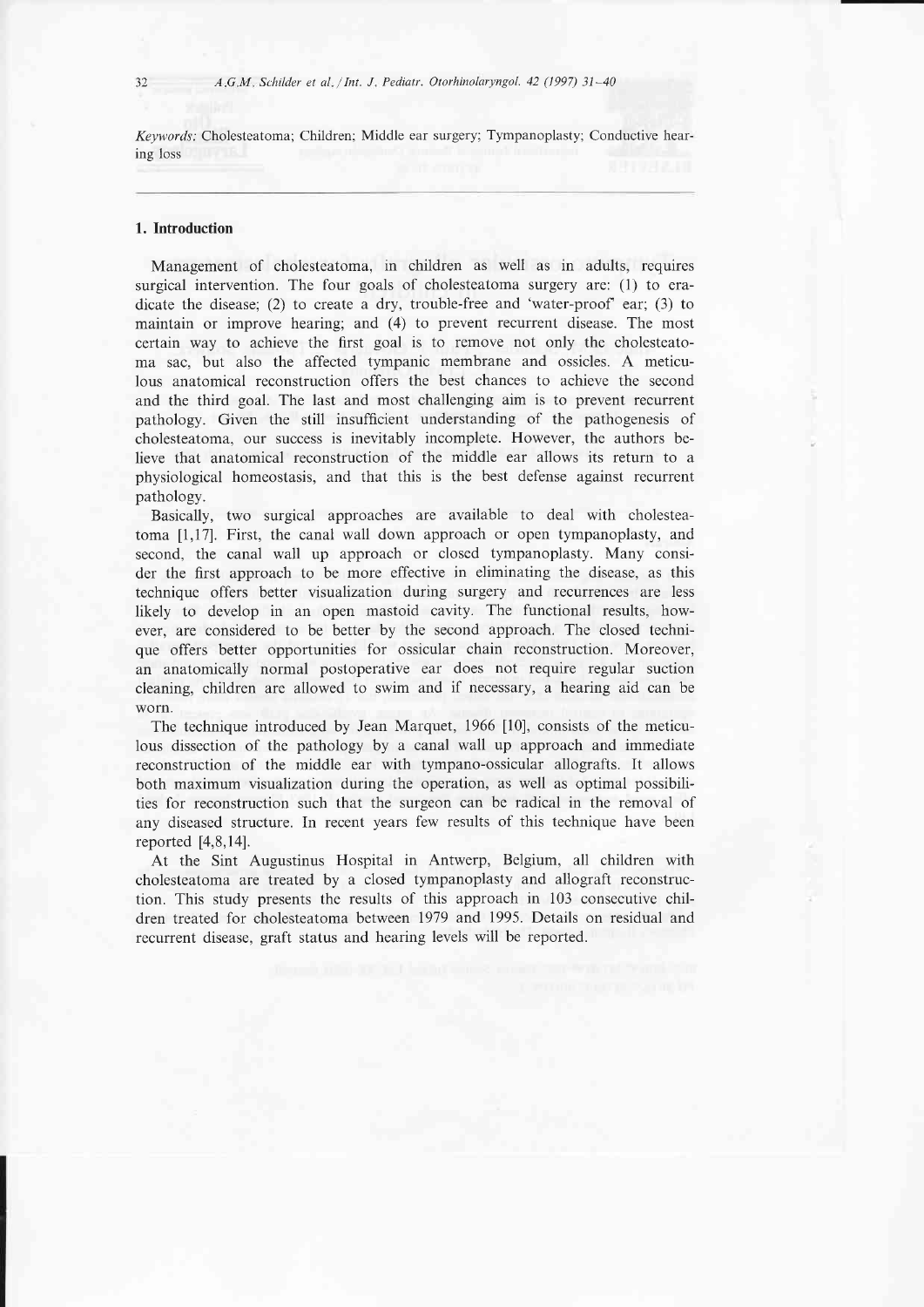*Keywords:* Cholesteatoma; Children; Middle ear surgery; Tympanoplasty; Conductive hearing loss

## 1. Introduction

Management of cholesteatoma, in children as well as in adults, requires surgical intervention. The four goals of cholesteatoma surgery are: (1) to eradicate the disease; (2) to create a dry, trouble-free and 'water-proof' ear; (3) to maintain or improve hearing; and (4) to prevent recurrent disease. The most certain way to achieve the first goal is to remove not only the cholesteatoma sac, but also the affected tympanic membrane and ossicles. A meticulous anatomical reconstruction offers the best chances to achieve the second and the third goal. The last and most challenging aim is to prevent recurrent pathology. Given the still insufficient understanding of the pathogenesis of cholesteatoma, our success is inevitably incomplete. However, the authors believe that anatomical reconstruction of the middle ear allows its return to a physiological homeostasis, and that this is the best defense against recurrent pathology.

Basically, two surgical approaches are available to deal with cholesteatoma [1,17]. First, the canal wall down approach or open tympanoplasty, and second, the canal wall up approach or closed tympanoplasty. Many consider the first approach to be more effective in eliminating the disease, as this technique offers better visualization during surgery and recurrences are less likely to develop in an open mastoid cavity. The functional results, however, are considered to be better by the second approach. The closed technique offers better opportunities for ossicular chain reconstruction. Moreover, an anatomically normal postoperative ear does not require regular suction cleaning, children are allowed to swim and if necessary, a hearing aid can be worn.

The technique introduced by Jean Marquet, 1966 [10], consists of the meticulous dissection of the pathology by a canal wall up approach and immediate reconstruction of the middle ear with tympano-ossicular allografts. It allows both maximum visualization during the operation, as well as optimal possibilities for reconstruction such that the surgeon can be radical in the removal of any diseased structure. In recent years few results of this technique have been reported [4,8,14].

At the Sint Augustinus Hospital in Antwerp, Belgium, all children with cholesteatoma are treated by a closed tympanoplasty and allograft reconstruction. This study presents the results of this approach in 103 consecutive children treated for cholesteatoma between 1979 and 1995. Details on residual and recurrent disease, graft status and hearing levels will be reported.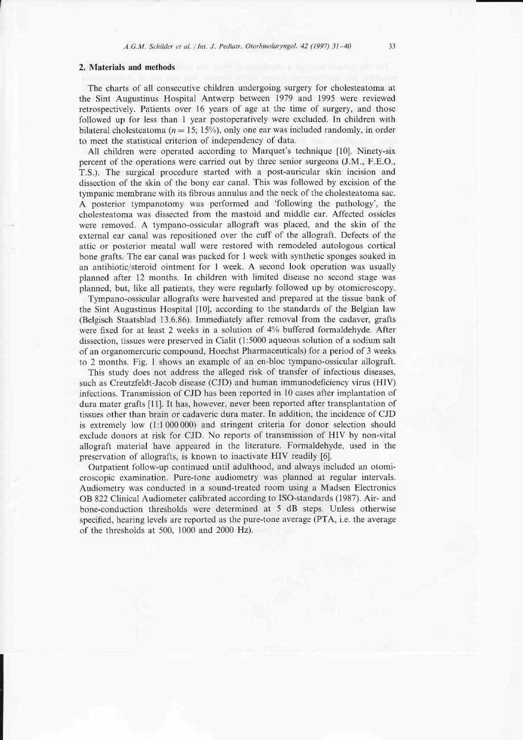## 2. Materials and methods

The charts of all consecutive children undergoing surgery for cholesteatoma at the Sint Augustinus Hospital Antwerp between 1979 and 1995 were reviewed retrospectively. Patients over 16 years of age at the time of surgery, and those followed up for less than 1 year postoperatively were excluded. In children with bilateral cholesteatoma ($n = 15$; 15%), only one ear was included randomly, in order to meet the statistical criterion of independency of data.

All children were operated according to Marquet's technique [10]. Ninety-six percent of the operations were carried out by three senior surgeons (J.M., F.E.O., T.S.). The surgical procedure started with a post-auricular skin incision and dissection of the skin of the bony ear canal. This was followed by excision of the tympanic membrane with its fibrous annulus and the neck of the cholesteatoma sac. A posterior tympanotomy was performed and 'following the pathology', the cholesteatoma was dissected from the mastoid and middle ear. Affected ossicles were removed. A tympano-ossicular allograft was placed, and the skin of the external ear canal was repositioned over the cuff of the allograft. Defects of the attic or posterior meatal wall were restored with remodeled autologous cortical bone grafts. The ear canal was packed for 1 week with synthetic sponges soaked in an antibiotic/steroid ointment for 1 week. A second look operation was usually planned after 12 months. In children with limited disease no second stage was planned, but, like all patients, they were regularly followed up by otomicroscopy.

Tympano-ossicular allografts were harvested and prepared at the tissue bank of the Sint Augustinus Hospital [10], according to the standards of the Belgian law (Belgisch Staatsblad 13.6.86). Immediately after removal from the cadaver, grafts were fixed for at least 2 weeks in a solution of 4% buffered formaldehyde. After dissection, tissues were preserved in Cialit (1:5000 aqueous solution of a sodium salt of an organomercuric compound, Hoechst Pharmaceuticals) for a period of 3 weeks to 2 months. Fig. 1 shows an example of an en-bloc tympano-ossicular allograft.

This study does not address the alleged risk of transfer of infectious diseases, such as Creutzfeldt-Jacob disease (CJD) and human immunodeficiency virus (HIV) infections. Transmission of CJD has been reported in 10 cases after implantation of dura mater grafts [11]. It has, however, never been reported after transplantation of tissues other than brain or cadaveric dura mater. In addition, the incidence of CJD is extremely low (1:1 000 000) and stringent criteria for donor selection should exclude donors at risk for CJD. No reports of transmission of HIV by non-vital allograft material have appeared in the literature. Formaldehyde, used in the preservation of allografts, is known to inactivate HIV readily [6].

Outpatient follow-up continued until adulthood, and always included an otomicroscopic examination. Pure-tone audiometry was planned at regular intervals. Audiometry was conducted in a sound-treated room using a Madsen Electronics OB 822 Clinical Audiometer calibrated according to ISO-standards (1987). Air- and bone-conduction thresholds were determined at 5 dB steps. Unless otherwise specified, hearing levels are reported as the pure-tone average (PTA, i.e. the average of the thresholds at 500, 1000 and 2000 Hz).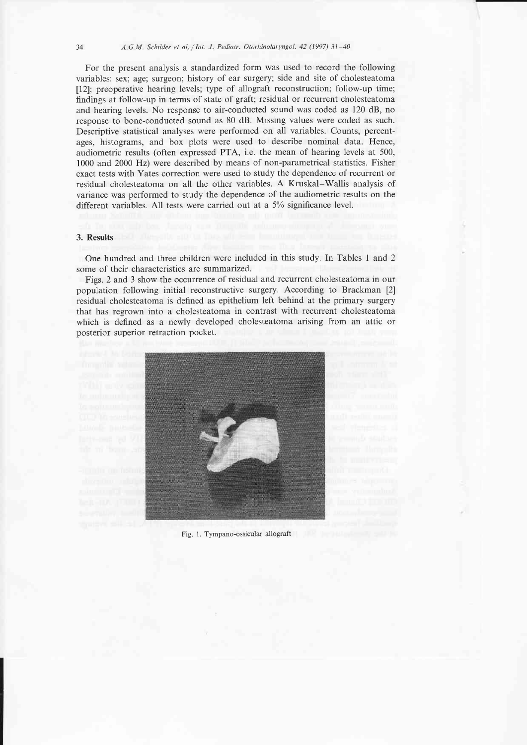For the present analysis a standardized form was used to record the following variables: sex; age; surgeon; history of ear surgery; side and site of cholesteatoma [12]; preoperative hearing levels; type of allograft reconstruction; follow-up time; findings at follow-up in terms of state of graft; residual or recurrent cholesteatoma and hearing levels. No response to air-conducted sound was coded as 120 dB, no response to bone-conducted sound as 80 dB. Missing values were coded as such. Descriptive statistical analyses were performed on all variables. Counts, percentages, histograms, and box plots were used to describe nominal data. Hence, audiometric results (often expressed PTA, i.e. the mean of hearing levels at 500, 1000 and 2000 Hz) were described by means of non-parametrical statistics. Fisher exact tests with Yates correction were used to study the dependence of recurrent or residual cholesteatoma on all the other variables. A Kruskal–Wallis analysis of variance was performed to study the dependence of the audiometric results on the different variables. All tests were carried out at a 5% significance level.

## 3. Results

One hundred and three children were included in this study. In Tables 1 and 2 some of their characteristics are summarized.

Figs. 2 and 3 show the occurrence of residual and recurrent cholesteatoma in our population following initial reconstructive surgery. According to Brackman [2] residual cholesteatoma is defined as epithelium left behind at the primary surgery that has regrown into a cholesteatoma in contrast with recurrent cholesteatoma which is defined as a newly developed cholesteatoma arising from an attic or posterior superior retraction pocket.

Fig. 1. Tympano-ossicular allograft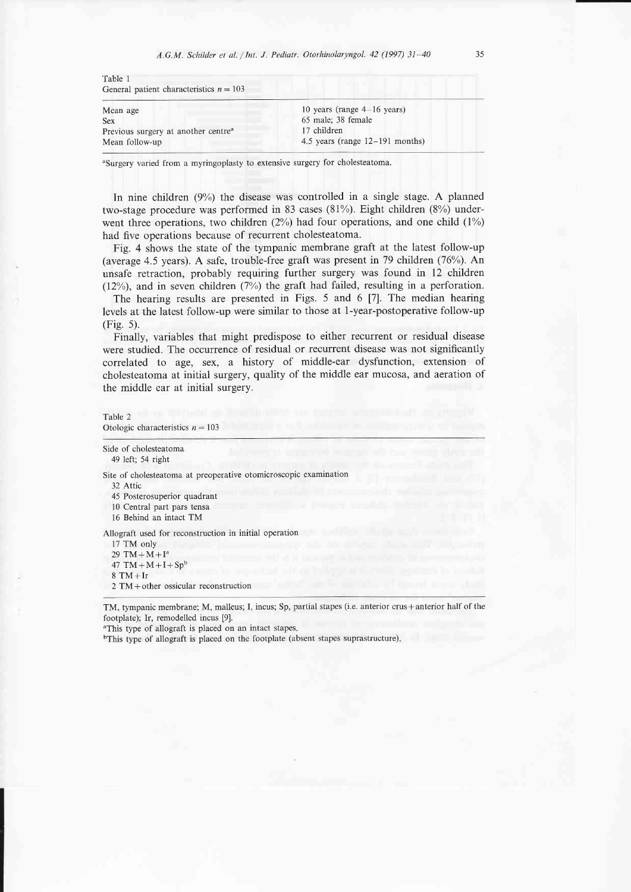Table 1
General patient characteristics $n = 103$

| | |
|---|---|
| Mean age | 10 years (range 4–16 years) |
| Sex | 65 male; 38 female |
| Previous surgery at another centre[a] | 17 children |
| Mean follow-up | 4.5 years (range 12–191 months) |

[a]Surgery varied from a myringoplasty to extensive surgery for cholesteatoma.

In nine children (9%) the disease was controlled in a single stage. A planned two-stage procedure was performed in 83 cases (81%). Eight children (8%) underwent three operations, two children (2%) had four operations, and one child (1%) had five operations because of recurrent cholesteatoma.

Fig. 4 shows the state of the tympanic membrane graft at the latest follow-up (average 4.5 years). A safe, trouble-free graft was present in 79 children (76%). An unsafe retraction, probably requiring further surgery was found in 12 children (12%), and in seven children (7%) the graft had failed, resulting in a perforation.

The hearing results are presented in Figs. 5 and 6 [7]. The median hearing levels at the latest follow-up were similar to those at 1-year-postoperative follow-up (Fig. 5).

Finally, variables that might predispose to either recurrent or residual disease were studied. The occurrence of residual or recurrent disease was not significantly correlated to age, sex, a history of middle-ear dysfunction, extension of cholesteatoma at initial surgery, quality of the middle ear mucosa, and aeration of the middle ear at initial surgery.

Table 2
Otologic characteristics $n = 103$

Side of cholesteatoma
- 49 left; 54 right

Site of cholesteatoma at preoperative otomicroscopic examination
- 32 Attic
- 45 Posterosuperior quadrant
- 10 Central part pars tensa
- 16 Behind an intact TM

Allograft used for reconstruction in initial operation
- 17 TM only
- 29 TM + M + I[a]
- 47 TM + M + I + Sp[b]
- 8 TM + Ir
- 2 TM + other ossicular reconstruction

TM, tympanic membrane; M, malleus; I, incus; Sp, partial stapes (i.e. anterior crus + anterior half of the footplate); Ir, remodelled incus [9].

[a]This type of allograft is placed on an intact stapes.

[b]This type of allograft is placed on the footplate (absent stapes suprastructure).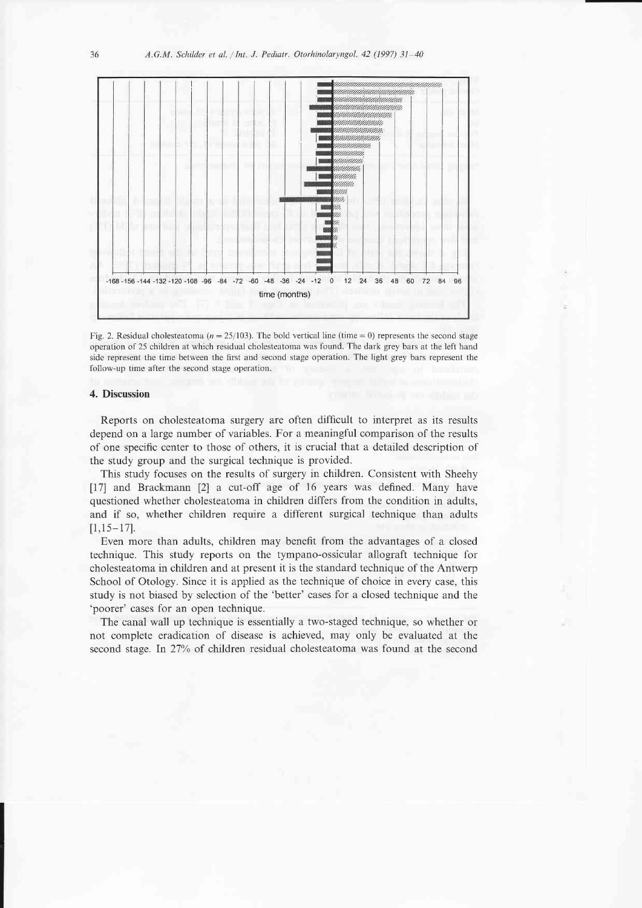Fig. 2. Residual cholesteatoma ($n = 25/103$). The bold vertical line (time = 0) represents the second stage operation of 25 children at which residual cholesteatoma was found. The dark grey bars at the left hand side represent the time between the first and second stage operation. The light grey bars represent the follow-up time after the second stage operation.

## 4. Discussion

Reports on cholesteatoma surgery are often difficult to interpret as its results depend on a large number of variables. For a meaningful comparison of the results of one specific center to those of others, it is crucial that a detailed description of the study group and the surgical technique is provided.

This study focuses on the results of surgery in children. Consistent with Sheehy [17] and Brackmann [2] a cut-off age of 16 years was defined. Many have questioned whether cholesteatoma in children differs from the condition in adults, and if so, whether children require a different surgical technique than adults [1,15–17].

Even more than adults, children may benefit from the advantages of a closed technique. This study reports on the tympano-ossicular allograft technique for cholesteatoma in children and at present it is the standard technique of the Antwerp School of Otology. Since it is applied as the technique of choice in every case, this study is not biased by selection of the 'better' cases for a closed technique and the 'poorer' cases for an open technique.

The canal wall up technique is essentially a two-staged technique, so whether or not complete eradication of disease is achieved, may only be evaluated at the second stage. In 27% of children residual cholesteatoma was found at the second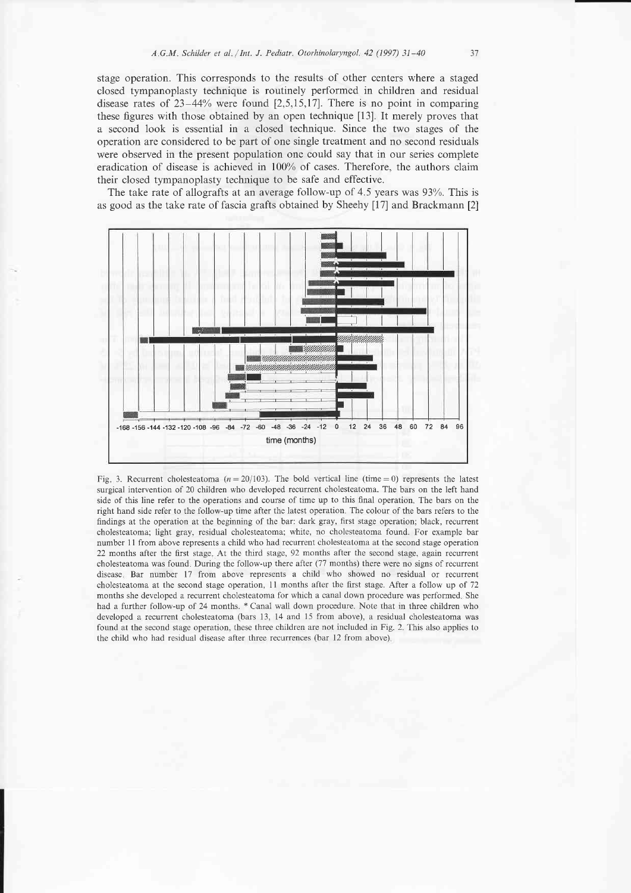stage operation. This corresponds to the results of other centers where a staged closed tympanoplasty technique is routinely performed in children and residual disease rates of 23–44% were found [2,5,15,17]. There is no point in comparing these figures with those obtained by an open technique [13]. It merely proves that a second look is essential in a closed technique. Since the two stages of the operation are considered to be part of one single treatment and no second residuals were observed in the present population one could say that in our series complete eradication of disease is achieved in 100% of cases. Therefore, the authors claim their closed tympanoplasty technique to be safe and effective.

The take rate of allografts at an average follow-up of 4.5 years was 93%. This is as good as the take rate of fascia grafts obtained by Sheehy [17] and Brackmann [2]

Fig. 3. Recurrent cholesteatoma ($n = 20/103$). The bold vertical line (time = 0) represents the latest surgical intervention of 20 children who developed recurrent cholesteatoma. The bars on the left hand side of this line refer to the operations and course of time up to this final operation. The bars on the right hand side refer to the follow-up time after the latest operation. The colour of the bars refers to the findings at the operation at the beginning of the bar: dark gray, first stage operation; black, recurrent cholesteatoma; light gray, residual cholesteatoma; white, no cholesteatoma found. For example bar number 11 from above represents a child who had recurrent cholesteatoma at the second stage operation 22 months after the first stage. At the third stage, 92 months after the second stage, again recurrent cholesteatoma was found. During the follow-up there after (77 months) there were no signs of recurrent disease. Bar number 17 from above represents a child who showed no residual or recurrent cholesteatoma at the second stage operation, 11 months after the first stage. After a follow up of 72 months she developed a recurrent cholesteatoma for which a canal down procedure was performed. She had a further follow-up of 24 months. * Canal wall down procedure. Note that in three children who developed a recurrent cholesteatoma (bars 13, 14 and 15 from above), a residual cholesteatoma was found at the second stage operation, these three children are not included in Fig. 2. This also applies to the child who had residual disease after three recurrences (bar 12 from above).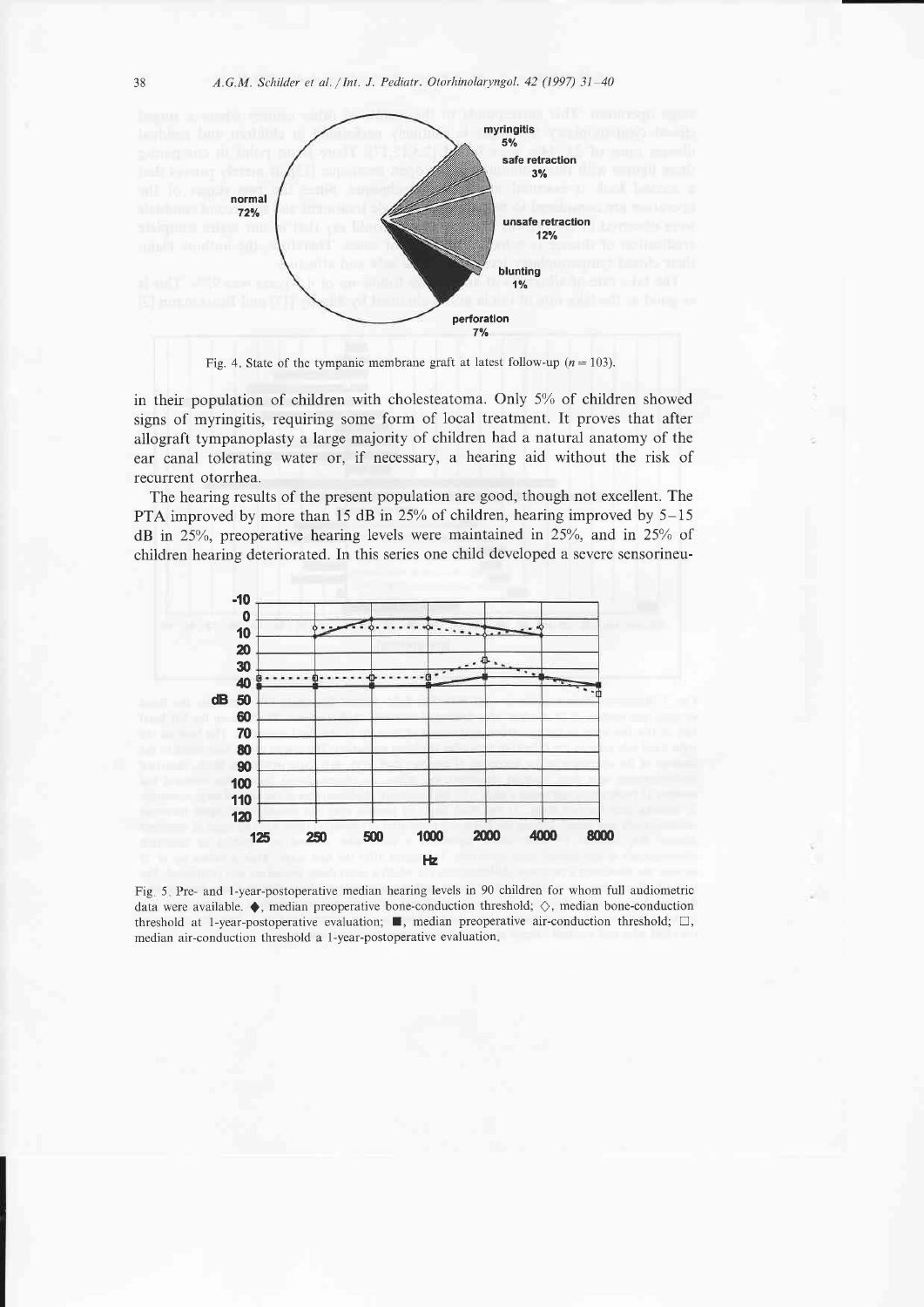Fig. 4. State of the tympanic membrane graft at latest follow-up ($n = 103$).

in their population of children with cholesteatoma. Only 5% of children showed signs of myringitis, requiring some form of local treatment. It proves that after allograft tympanoplasty a large majority of children had a natural anatomy of the ear canal tolerating water or, if necessary, a hearing aid without the risk of recurrent otorrhea.

The hearing results of the present population are good, though not excellent. The PTA improved by more than 15 dB in 25% of children, hearing improved by 5–15 dB in 25%, preoperative hearing levels were maintained in 25%, and in 25% of children hearing deteriorated. In this series one child developed a severe sensorineu-

Fig. 5. Pre- and 1-year-postoperative median hearing levels in 90 children for whom full audiometric data were available. ◆, median preoperative bone-conduction threshold; ◇, median bone-conduction threshold at 1-year-postoperative evaluation; ■, median preoperative air-conduction threshold; □, median air-conduction threshold a 1-year-postoperative evaluation.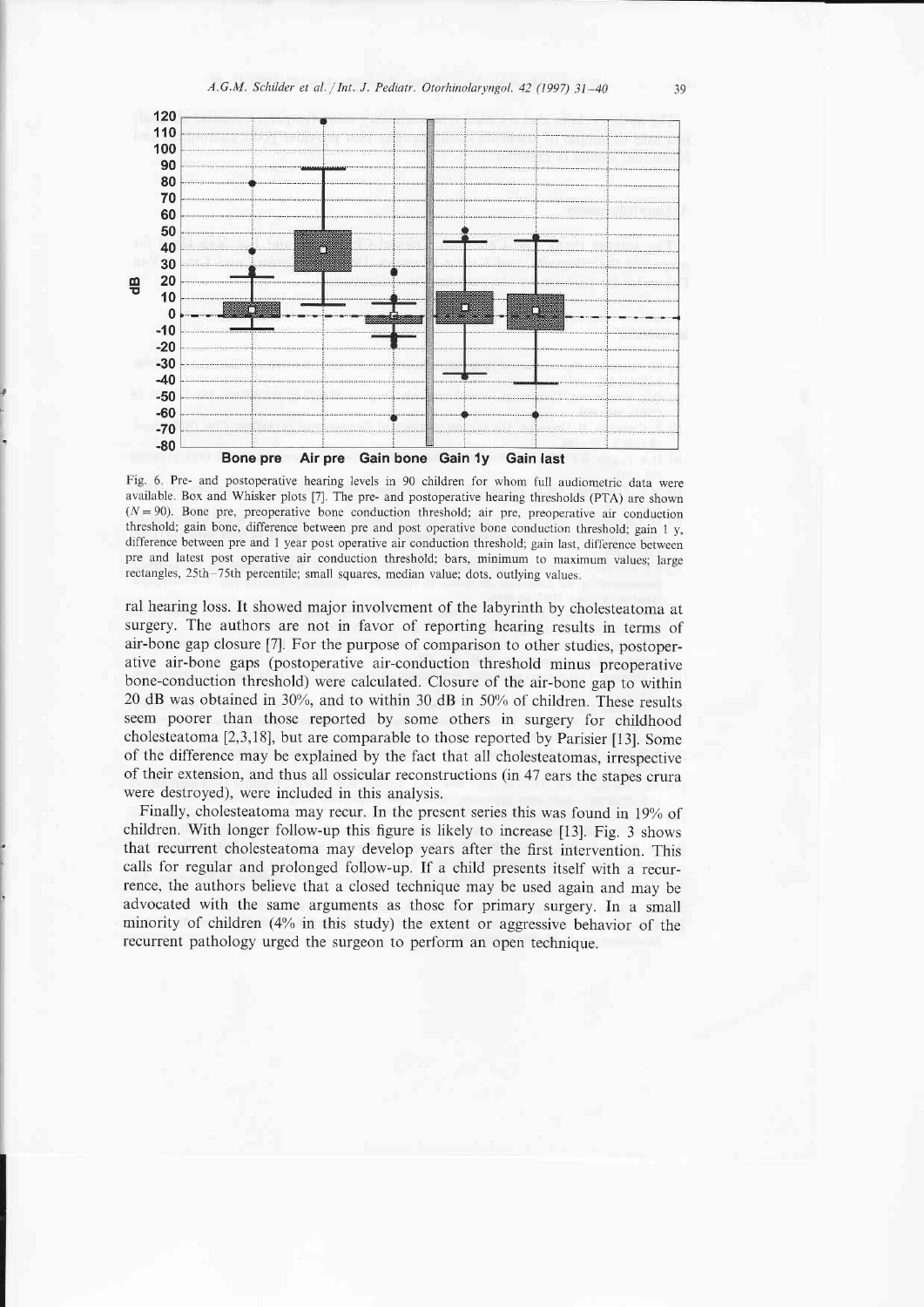Fig. 6. Pre- and postoperative hearing levels in 90 children for whom full audiometric data were available. Box and Whisker plots [7]. The pre- and postoperative hearing thresholds (PTA) are shown ($N = 90$). Bone pre, preoperative bone conduction threshold; air pre, preoperative air conduction threshold; gain bone, difference between pre and post operative bone conduction threshold; gain 1 y, difference between pre and 1 year post operative air conduction threshold; gain last, difference between pre and latest post operative air conduction threshold; bars, minimum to maximum values; large rectangles, 25th–75th percentile; small squares, median value; dots, outlying values.

ral hearing loss. It showed major involvement of the labyrinth by cholesteatoma at surgery. The authors are not in favor of reporting hearing results in terms of air-bone gap closure [7]. For the purpose of comparison to other studies, postoperative air-bone gaps (postoperative air-conduction threshold minus preoperative bone-conduction threshold) were calculated. Closure of the air-bone gap to within 20 dB was obtained in 30%, and to within 30 dB in 50% of children. These results seem poorer than those reported by some others in surgery for childhood cholesteatoma [2,3,18], but are comparable to those reported by Parisier [13]. Some of the difference may be explained by the fact that all cholesteatomas, irrespective of their extension, and thus all ossicular reconstructions (in 47 ears the stapes crura were destroyed), were included in this analysis.

Finally, cholesteatoma may recur. In the present series this was found in 19% of children. With longer follow-up this figure is likely to increase [13]. Fig. 3 shows that recurrent cholesteatoma may develop years after the first intervention. This calls for regular and prolonged follow-up. If a child presents itself with a recurrence, the authors believe that a closed technique may be used again and may be advocated with the same arguments as those for primary surgery. In a small minority of children (4% in this study) the extent or aggressive behavior of the recurrent pathology urged the surgeon to perform an open technique.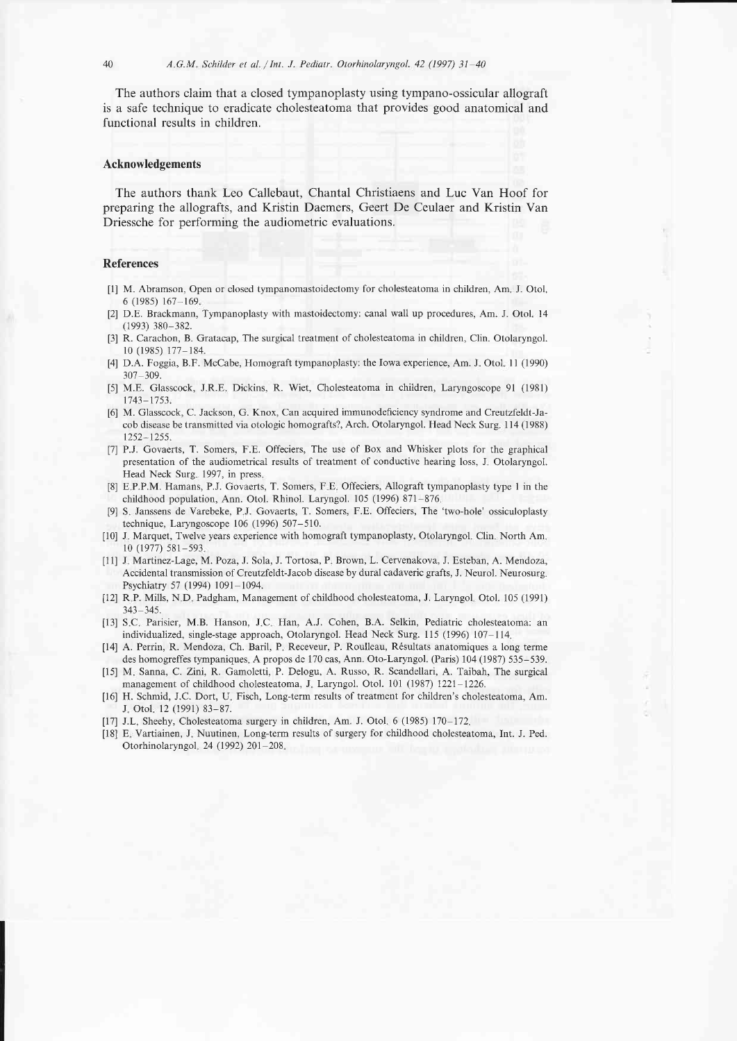The authors claim that a closed tympanoplasty using tympano-ossicular allograft is a safe technique to eradicate cholesteatoma that provides good anatomical and functional results in children.

## Acknowledgements

The authors thank Leo Callebaut, Chantal Christiaens and Luc Van Hoof for preparing the allografts, and Kristin Daemers, Geert De Ceulaer and Kristin Van Driessche for performing the audiometric evaluations.

## References

[1] M. Abramson, Open or closed tympanomastoidectomy for cholesteatoma in children, Am. J. Otol. 6 (1985) 167–169.

[2] D.E. Brackmann, Tympanoplasty with mastoidectomy: canal wall up procedures, Am. J. Otol. 14 (1993) 380–382.

[3] R. Carachon, B. Gratacap, The surgical treatment of cholesteatoma in children, Clin. Otolaryngol. 10 (1985) 177–184.

[4] D.A. Foggia, B.F. McCabe, Homograft tympanoplasty: the Iowa experience, Am. J. Otol. 11 (1990) 307–309.

[5] M.E. Glasscock, J.R.E. Dickins, R. Wiet, Cholesteatoma in children, Laryngoscope 91 (1981) 1743–1753.

[6] M. Glasscock, C. Jackson, G. Knox, Can acquired immunodeficiency syndrome and Creutzfeldt-Jacob disease be transmitted via otologic homografts?, Arch. Otolaryngol. Head Neck Surg. 114 (1988) 1252–1255.

[7] P.J. Govaerts, T. Somers, F.E. Offeciers, The use of Box and Whisker plots for the graphical presentation of the audiometrical results of treatment of conductive hearing loss, J. Otolaryngol. Head Neck Surg. 1997, in press.

[8] E.P.P.M. Hamans, P.J. Govaerts, T. Somers, F.E. Offeciers, Allograft tympanoplasty type 1 in the childhood population, Ann. Otol. Rhinol. Laryngol. 105 (1996) 871–876.

[9] S. Janssens de Varebeke, P.J. Govaerts, T. Somers, F.E. Offeciers, The 'two-hole' ossiculoplasty technique, Laryngoscope 106 (1996) 507–510.

[10] J. Marquet, Twelve years experience with homograft tympanoplasty, Otolaryngol. Clin. North Am. 10 (1977) 581–593.

[11] J. Martinez-Lage, M. Poza, J. Sola, J. Tortosa, P. Brown, L. Cervenakova, J. Esteban, A. Mendoza, Accidental transmission of Creutzfeldt-Jacob disease by dural cadaveric grafts, J. Neurol. Neurosurg. Psychiatry 57 (1994) 1091–1094.

[12] R.P. Mills, N.D. Padgham, Management of childhood cholesteatoma, J. Laryngol. Otol. 105 (1991) 343–345.

[13] S.C. Parisier, M.B. Hanson, J.C. Han, A.J. Cohen, B.A. Selkin, Pediatric cholesteatoma: an individualized, single-stage approach, Otolaryngol. Head Neck Surg. 115 (1996) 107–114.

[14] A. Perrin, R. Mendoza, Ch. Baril, P. Receveur, P. Roulleau, Résultats anatomiques a long terme des homogreffes tympaniques. A propos de 170 cas, Ann. Oto-Laryngol. (Paris) 104 (1987) 535–539.

[15] M. Sanna, C. Zini, R. Gamoletti, P. Delogu, A. Russo, R. Scandellari, A. Taibah, The surgical management of childhood cholesteatoma, J. Laryngol. Otol. 101 (1987) 1221–1226.

[16] H. Schmid, J.C. Dort, U. Fisch, Long-term results of treatment for children's cholesteatoma, Am. J. Otol. 12 (1991) 83–87.

[17] J.L. Sheehy, Cholesteatoma surgery in children, Am. J. Otol. 6 (1985) 170–172.

[18] E. Vartiainen, J. Nuutinen, Long-term results of surgery for childhood cholesteatoma, Int. J. Ped. Otorhinolaryngol. 24 (1992) 201–208.